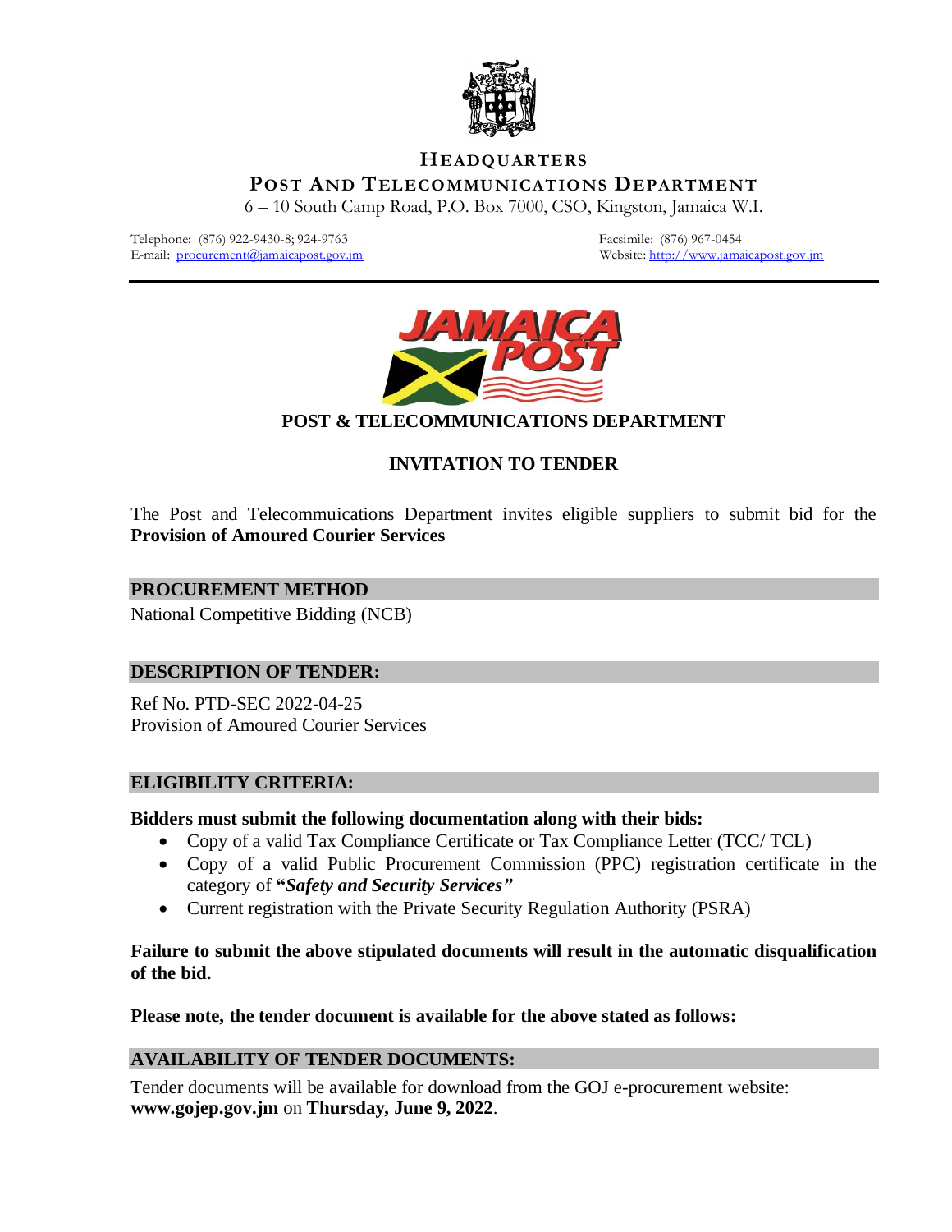# HEADQUARTERS

## POST AND TELECOMMUNICATIONS DEPARTMENT

6 – 10 South Camp Road, P.O. Box 7000, CSO, Kingston, Jamaica W.I.

Telephone: (876) 922-9430-8; 924-9763
E-mail: procurement@jamaicapost.gov.jm

Facsimile: (876) 967-0454
Website: http://www.jamaicapost.gov.jm

---

**POST & TELECOMMUNICATIONS DEPARTMENT**

**INVITATION TO TENDER**

The Post and Telecommuications Department invites eligible suppliers to submit bid for the **Provision of Amoured Courier Services**

### PROCUREMENT METHOD

National Competitive Bidding (NCB)

### DESCRIPTION OF TENDER:

Ref No. PTD-SEC 2022-04-25
Provision of Amoured Courier Services

### ELIGIBILITY CRITERIA:

**Bidders must submit the following documentation along with their bids:**

- Copy of a valid Tax Compliance Certificate or Tax Compliance Letter (TCC/ TCL)
- Copy of a valid Public Procurement Commission (PPC) registration certificate in the category of **"*Safety and Security Services"***
- Current registration with the Private Security Regulation Authority (PSRA)

**Failure to submit the above stipulated documents will result in the automatic disqualification of the bid.**

**Please note, the tender document is available for the above stated as follows:**

### AVAILABILITY OF TENDER DOCUMENTS:

Tender documents will be available for download from the GOJ e-procurement website: **www.gojep.gov.jm** on **Thursday, June 9, 2022**.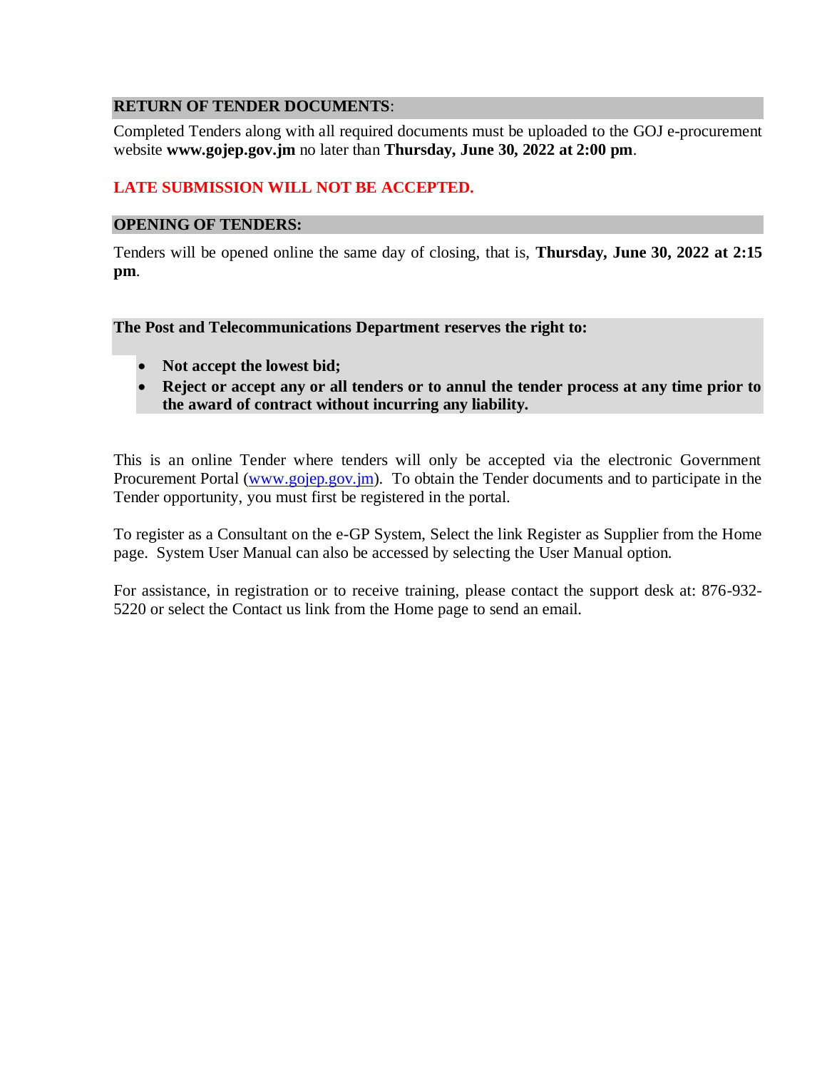**RETURN OF TENDER DOCUMENTS**:

Completed Tenders along with all required documents must be uploaded to the GOJ e-procurement website **www.gojep.gov.jm** no later than **Thursday, June 30, 2022 at 2:00 pm**.

**LATE SUBMISSION WILL NOT BE ACCEPTED.**

**OPENING OF TENDERS:**

Tenders will be opened online the same day of closing, that is, **Thursday, June 30, 2022 at 2:15 pm**.

**The Post and Telecommunications Department reserves the right to:**

- **Not accept the lowest bid;**
- **Reject or accept any or all tenders or to annul the tender process at any time prior to the award of contract without incurring any liability.**

This is an online Tender where tenders will only be accepted via the electronic Government Procurement Portal (www.gojep.gov.jm). To obtain the Tender documents and to participate in the Tender opportunity, you must first be registered in the portal.

To register as a Consultant on the e-GP System, Select the link Register as Supplier from the Home page. System User Manual can also be accessed by selecting the User Manual option.

For assistance, in registration or to receive training, please contact the support desk at: 876-932-5220 or select the Contact us link from the Home page to send an email.